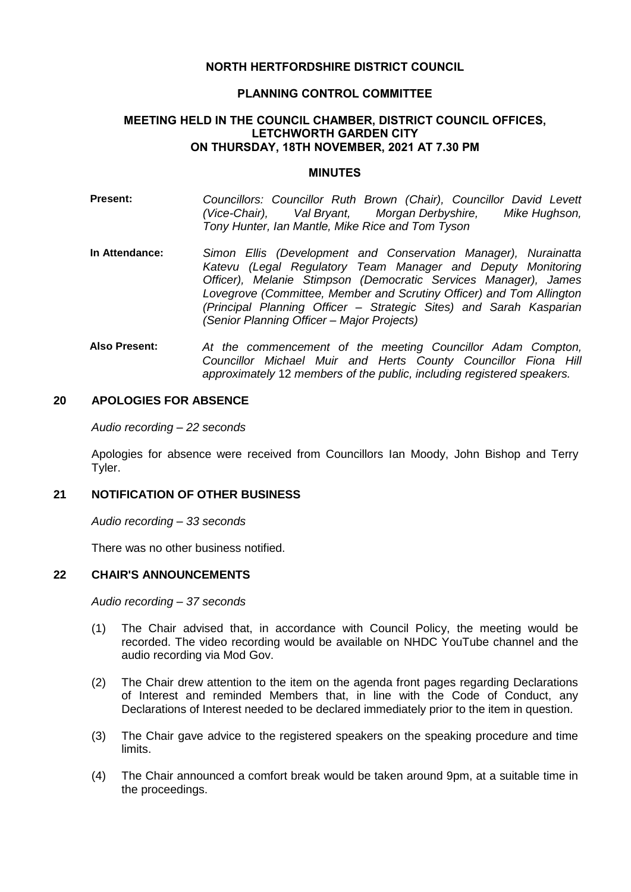# NORTH HERTFORDSHIRE DISTRICT COUNCIL

## PLANNING CONTROL COMMITTEE

### MEETING HELD IN THE COUNCIL CHAMBER, DISTRICT COUNCIL OFFICES, LETCHWORTH GARDEN CITY ON THURSDAY, 18TH NOVEMBER, 2021 AT 7.30 PM

### MINUTES

**Present:** *Councillors: Councillor Ruth Brown (Chair), Councillor David Levett (Vice-Chair), Val Bryant, Morgan Derbyshire, Mike Hughson, Tony Hunter, Ian Mantle, Mike Rice and Tom Tyson*

**In Attendance:** *Simon Ellis (Development and Conservation Manager), Nurainatta Katevu (Legal Regulatory Team Manager and Deputy Monitoring Officer), Melanie Stimpson (Democratic Services Manager), James Lovegrove (Committee, Member and Scrutiny Officer) and Tom Allington (Principal Planning Officer – Strategic Sites) and Sarah Kasparian (Senior Planning Officer – Major Projects)*

**Also Present:** *At the commencement of the meeting Councillor Adam Compton, Councillor Michael Muir and Herts County Councillor Fiona Hill approximately 12 members of the public, including registered speakers.*

## 20 APOLOGIES FOR ABSENCE

*Audio recording – 22 seconds*

Apologies for absence were received from Councillors Ian Moody, John Bishop and Terry Tyler.

## 21 NOTIFICATION OF OTHER BUSINESS

*Audio recording – 33 seconds*

There was no other business notified.

## 22 CHAIR'S ANNOUNCEMENTS

*Audio recording – 37 seconds*

(1) The Chair advised that, in accordance with Council Policy, the meeting would be recorded. The video recording would be available on NHDC YouTube channel and the audio recording via Mod Gov.

(2) The Chair drew attention to the item on the agenda front pages regarding Declarations of Interest and reminded Members that, in line with the Code of Conduct, any Declarations of Interest needed to be declared immediately prior to the item in question.

(3) The Chair gave advice to the registered speakers on the speaking procedure and time limits.

(4) The Chair announced a comfort break would be taken around 9pm, at a suitable time in the proceedings.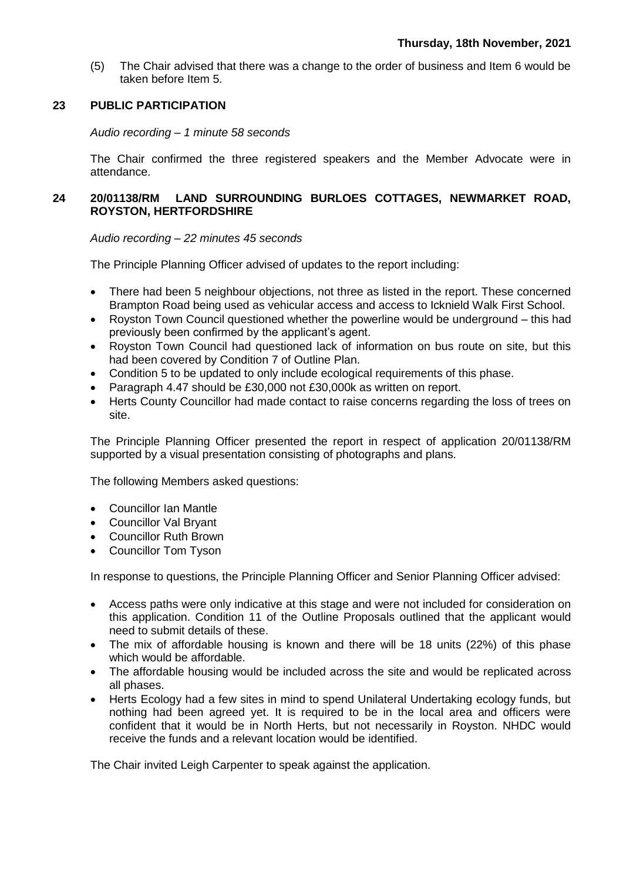(5) The Chair advised that there was a change to the order of business and Item 6 would be taken before Item 5.

## 23 PUBLIC PARTICIPATION

*Audio recording – 1 minute 58 seconds*

The Chair confirmed the three registered speakers and the Member Advocate were in attendance.

## 24 20/01138/RM LAND SURROUNDING BURLOES COTTAGES, NEWMARKET ROAD, ROYSTON, HERTFORDSHIRE

*Audio recording – 22 minutes 45 seconds*

The Principle Planning Officer advised of updates to the report including:

- There had been 5 neighbour objections, not three as listed in the report. These concerned Brampton Road being used as vehicular access and access to Icknield Walk First School.
- Royston Town Council questioned whether the powerline would be underground – this had previously been confirmed by the applicant's agent.
- Royston Town Council had questioned lack of information on bus route on site, but this had been covered by Condition 7 of Outline Plan.
- Condition 5 to be updated to only include ecological requirements of this phase.
- Paragraph 4.47 should be £30,000 not £30,000k as written on report.
- Herts County Councillor had made contact to raise concerns regarding the loss of trees on site.

The Principle Planning Officer presented the report in respect of application 20/01138/RM supported by a visual presentation consisting of photographs and plans.

The following Members asked questions:

- Councillor Ian Mantle
- Councillor Val Bryant
- Councillor Ruth Brown
- Councillor Tom Tyson

In response to questions, the Principle Planning Officer and Senior Planning Officer advised:

- Access paths were only indicative at this stage and were not included for consideration on this application. Condition 11 of the Outline Proposals outlined that the applicant would need to submit details of these.
- The mix of affordable housing is known and there will be 18 units (22%) of this phase which would be affordable.
- The affordable housing would be included across the site and would be replicated across all phases.
- Herts Ecology had a few sites in mind to spend Unilateral Undertaking ecology funds, but nothing had been agreed yet. It is required to be in the local area and officers were confident that it would be in North Herts, but not necessarily in Royston. NHDC would receive the funds and a relevant location would be identified.

The Chair invited Leigh Carpenter to speak against the application.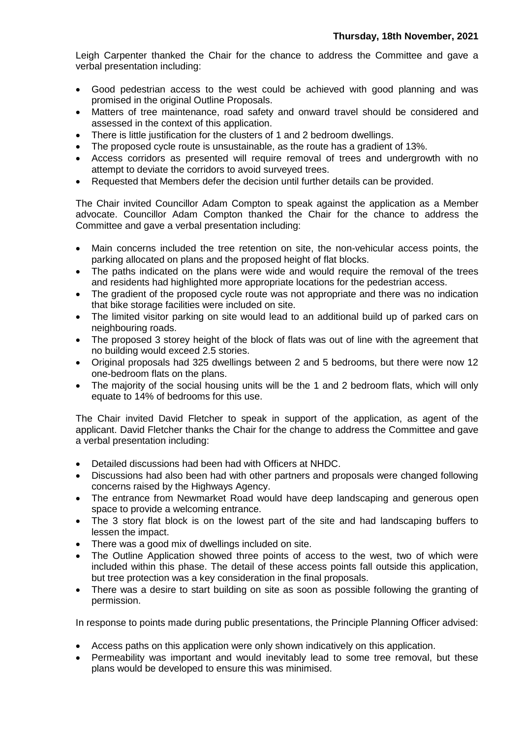Leigh Carpenter thanked the Chair for the chance to address the Committee and gave a verbal presentation including:

- Good pedestrian access to the west could be achieved with good planning and was promised in the original Outline Proposals.
- Matters of tree maintenance, road safety and onward travel should be considered and assessed in the context of this application.
- There is little justification for the clusters of 1 and 2 bedroom dwellings.
- The proposed cycle route is unsustainable, as the route has a gradient of 13%.
- Access corridors as presented will require removal of trees and undergrowth with no attempt to deviate the corridors to avoid surveyed trees.
- Requested that Members defer the decision until further details can be provided.

The Chair invited Councillor Adam Compton to speak against the application as a Member advocate. Councillor Adam Compton thanked the Chair for the chance to address the Committee and gave a verbal presentation including:

- Main concerns included the tree retention on site, the non-vehicular access points, the parking allocated on plans and the proposed height of flat blocks.
- The paths indicated on the plans were wide and would require the removal of the trees and residents had highlighted more appropriate locations for the pedestrian access.
- The gradient of the proposed cycle route was not appropriate and there was no indication that bike storage facilities were included on site.
- The limited visitor parking on site would lead to an additional build up of parked cars on neighbouring roads.
- The proposed 3 storey height of the block of flats was out of line with the agreement that no building would exceed 2.5 stories.
- Original proposals had 325 dwellings between 2 and 5 bedrooms, but there were now 12 one-bedroom flats on the plans.
- The majority of the social housing units will be the 1 and 2 bedroom flats, which will only equate to 14% of bedrooms for this use.

The Chair invited David Fletcher to speak in support of the application, as agent of the applicant. David Fletcher thanks the Chair for the change to address the Committee and gave a verbal presentation including:

- Detailed discussions had been had with Officers at NHDC.
- Discussions had also been had with other partners and proposals were changed following concerns raised by the Highways Agency.
- The entrance from Newmarket Road would have deep landscaping and generous open space to provide a welcoming entrance.
- The 3 story flat block is on the lowest part of the site and had landscaping buffers to lessen the impact.
- There was a good mix of dwellings included on site.
- The Outline Application showed three points of access to the west, two of which were included within this phase. The detail of these access points fall outside this application, but tree protection was a key consideration in the final proposals.
- There was a desire to start building on site as soon as possible following the granting of permission.

In response to points made during public presentations, the Principle Planning Officer advised:

- Access paths on this application were only shown indicatively on this application.
- Permeability was important and would inevitably lead to some tree removal, but these plans would be developed to ensure this was minimised.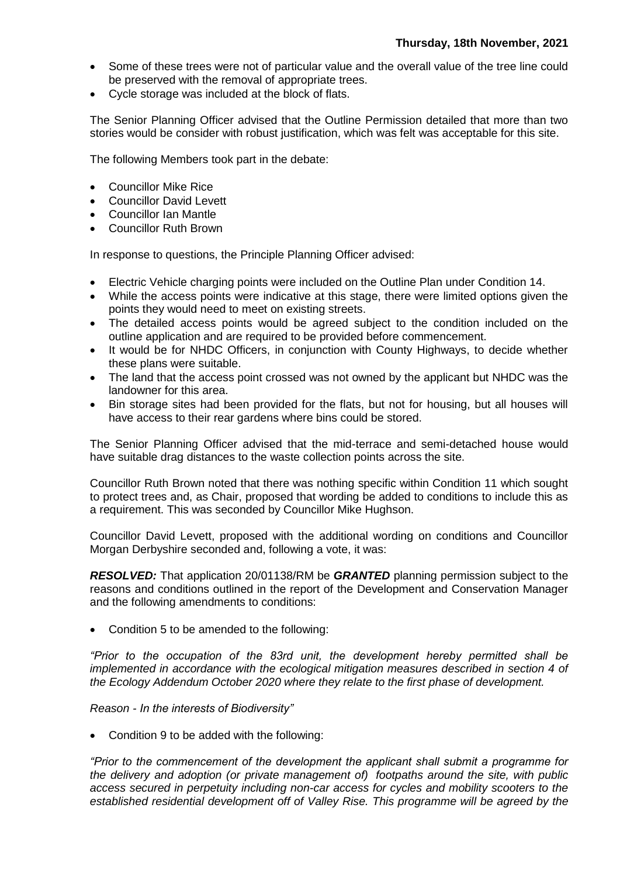- Some of these trees were not of particular value and the overall value of the tree line could be preserved with the removal of appropriate trees.
- Cycle storage was included at the block of flats.

The Senior Planning Officer advised that the Outline Permission detailed that more than two stories would be consider with robust justification, which was felt was acceptable for this site.

The following Members took part in the debate:

- Councillor Mike Rice
- Councillor David Levett
- Councillor Ian Mantle
- Councillor Ruth Brown

In response to questions, the Principle Planning Officer advised:

- Electric Vehicle charging points were included on the Outline Plan under Condition 14.
- While the access points were indicative at this stage, there were limited options given the points they would need to meet on existing streets.
- The detailed access points would be agreed subject to the condition included on the outline application and are required to be provided before commencement.
- It would be for NHDC Officers, in conjunction with County Highways, to decide whether these plans were suitable.
- The land that the access point crossed was not owned by the applicant but NHDC was the landowner for this area.
- Bin storage sites had been provided for the flats, but not for housing, but all houses will have access to their rear gardens where bins could be stored.

The Senior Planning Officer advised that the mid-terrace and semi-detached house would have suitable drag distances to the waste collection points across the site.

Councillor Ruth Brown noted that there was nothing specific within Condition 11 which sought to protect trees and, as Chair, proposed that wording be added to conditions to include this as a requirement. This was seconded by Councillor Mike Hughson.

Councillor David Levett, proposed with the additional wording on conditions and Councillor Morgan Derbyshire seconded and, following a vote, it was:

***RESOLVED:*** That application 20/01138/RM be ***GRANTED*** planning permission subject to the reasons and conditions outlined in the report of the Development and Conservation Manager and the following amendments to conditions:

- Condition 5 to be amended to the following:

*"Prior to the occupation of the 83rd unit, the development hereby permitted shall be implemented in accordance with the ecological mitigation measures described in section 4 of the Ecology Addendum October 2020 where they relate to the first phase of development.*

*Reason - In the interests of Biodiversity"*

- Condition 9 to be added with the following:

*"Prior to the commencement of the development the applicant shall submit a programme for the delivery and adoption (or private management of) footpaths around the site, with public access secured in perpetuity including non-car access for cycles and mobility scooters to the established residential development off of Valley Rise. This programme will be agreed by the*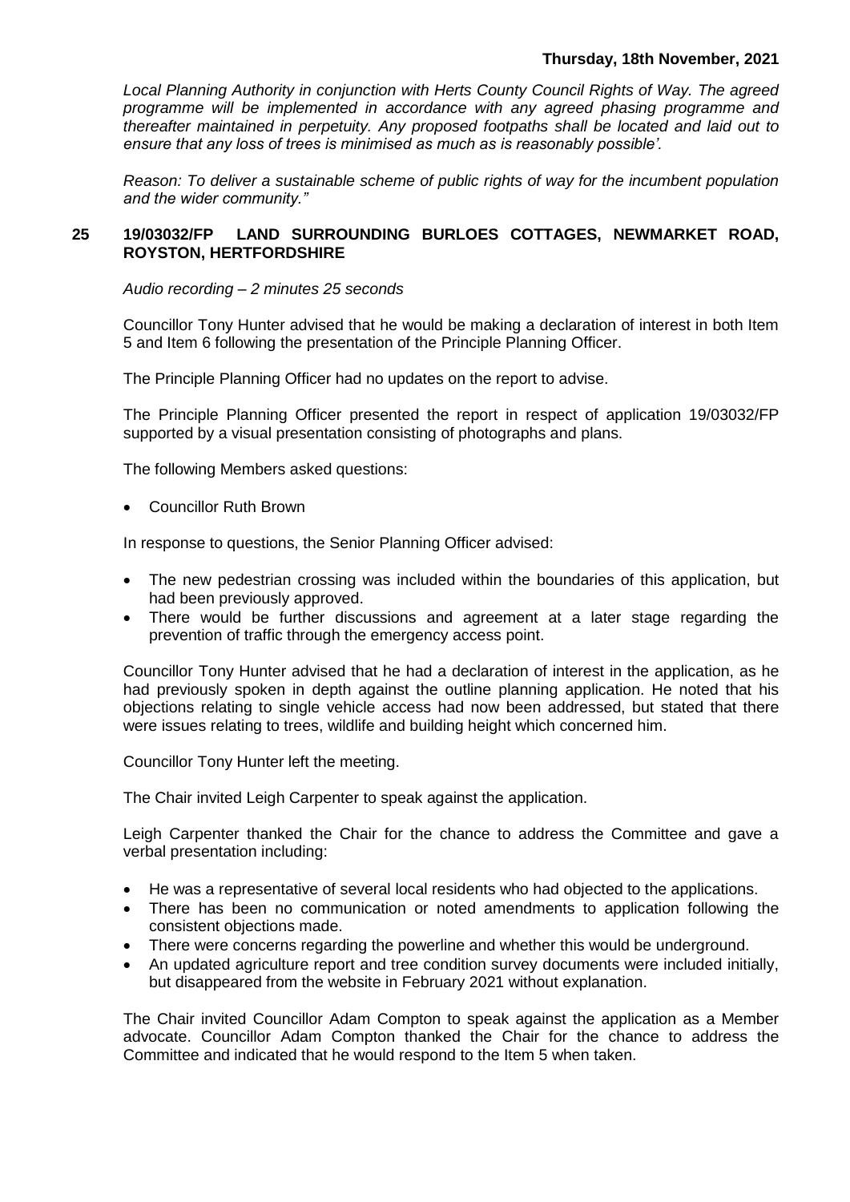*Local Planning Authority in conjunction with Herts County Council Rights of Way. The agreed programme will be implemented in accordance with any agreed phasing programme and thereafter maintained in perpetuity. Any proposed footpaths shall be located and laid out to ensure that any loss of trees is minimised as much as is reasonably possible'.*

*Reason: To deliver a sustainable scheme of public rights of way for the incumbent population and the wider community."*

## 25 19/03032/FP LAND SURROUNDING BURLOES COTTAGES, NEWMARKET ROAD, ROYSTON, HERTFORDSHIRE

*Audio recording – 2 minutes 25 seconds*

Councillor Tony Hunter advised that he would be making a declaration of interest in both Item 5 and Item 6 following the presentation of the Principle Planning Officer.

The Principle Planning Officer had no updates on the report to advise.

The Principle Planning Officer presented the report in respect of application 19/03032/FP supported by a visual presentation consisting of photographs and plans.

The following Members asked questions:

- Councillor Ruth Brown

In response to questions, the Senior Planning Officer advised:

- The new pedestrian crossing was included within the boundaries of this application, but had been previously approved.
- There would be further discussions and agreement at a later stage regarding the prevention of traffic through the emergency access point.

Councillor Tony Hunter advised that he had a declaration of interest in the application, as he had previously spoken in depth against the outline planning application. He noted that his objections relating to single vehicle access had now been addressed, but stated that there were issues relating to trees, wildlife and building height which concerned him.

Councillor Tony Hunter left the meeting.

The Chair invited Leigh Carpenter to speak against the application.

Leigh Carpenter thanked the Chair for the chance to address the Committee and gave a verbal presentation including:

- He was a representative of several local residents who had objected to the applications.
- There has been no communication or noted amendments to application following the consistent objections made.
- There were concerns regarding the powerline and whether this would be underground.
- An updated agriculture report and tree condition survey documents were included initially, but disappeared from the website in February 2021 without explanation.

The Chair invited Councillor Adam Compton to speak against the application as a Member advocate. Councillor Adam Compton thanked the Chair for the chance to address the Committee and indicated that he would respond to the Item 5 when taken.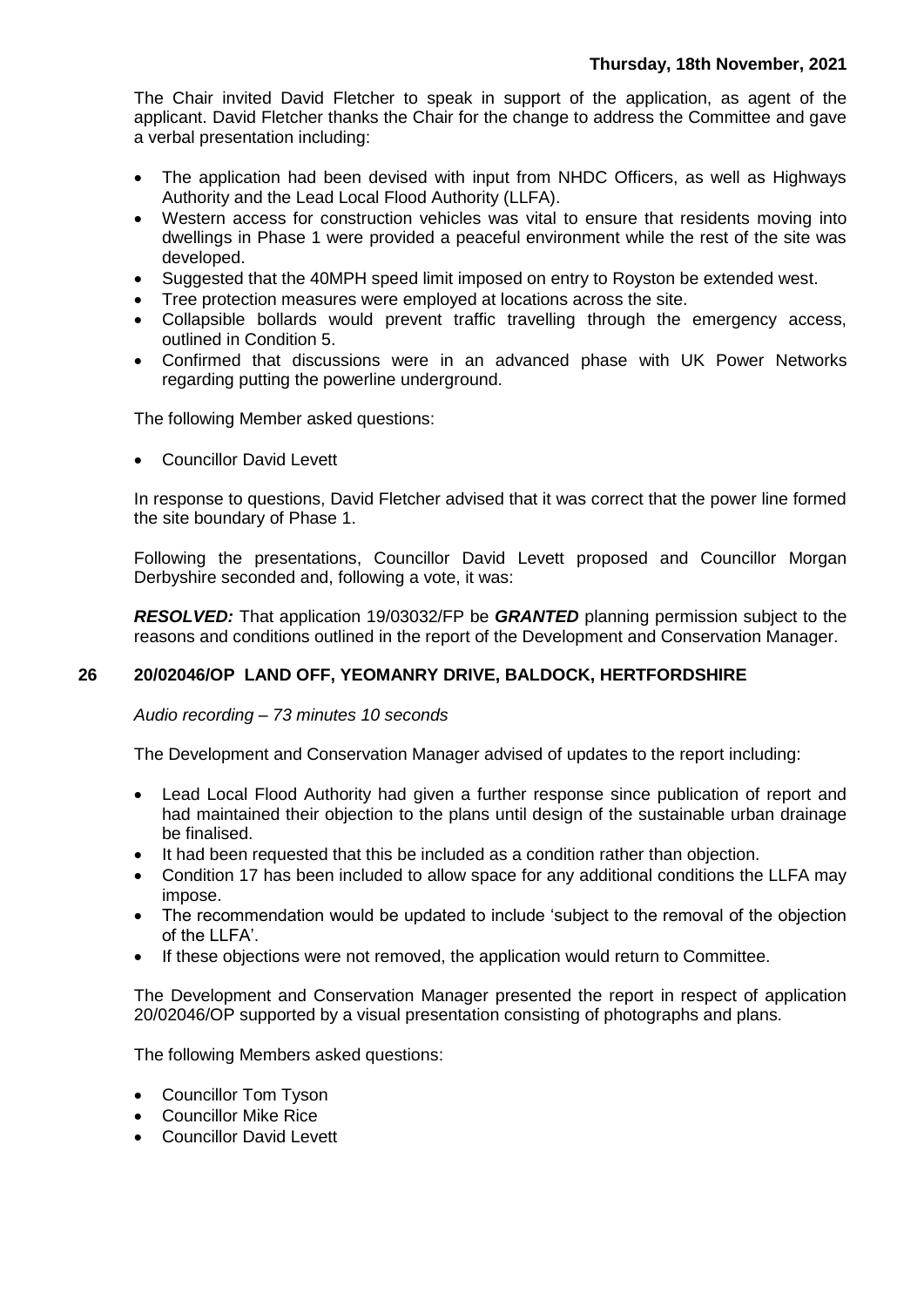The Chair invited David Fletcher to speak in support of the application, as agent of the applicant. David Fletcher thanks the Chair for the change to address the Committee and gave a verbal presentation including:

- The application had been devised with input from NHDC Officers, as well as Highways Authority and the Lead Local Flood Authority (LLFA).
- Western access for construction vehicles was vital to ensure that residents moving into dwellings in Phase 1 were provided a peaceful environment while the rest of the site was developed.
- Suggested that the 40MPH speed limit imposed on entry to Royston be extended west.
- Tree protection measures were employed at locations across the site.
- Collapsible bollards would prevent traffic travelling through the emergency access, outlined in Condition 5.
- Confirmed that discussions were in an advanced phase with UK Power Networks regarding putting the powerline underground.

The following Member asked questions:

- Councillor David Levett

In response to questions, David Fletcher advised that it was correct that the power line formed the site boundary of Phase 1.

Following the presentations, Councillor David Levett proposed and Councillor Morgan Derbyshire seconded and, following a vote, it was:

***RESOLVED:*** That application 19/03032/FP be ***GRANTED*** planning permission subject to the reasons and conditions outlined in the report of the Development and Conservation Manager.

## 26 20/02046/OP LAND OFF, YEOMANRY DRIVE, BALDOCK, HERTFORDSHIRE

*Audio recording – 73 minutes 10 seconds*

The Development and Conservation Manager advised of updates to the report including:

- Lead Local Flood Authority had given a further response since publication of report and had maintained their objection to the plans until design of the sustainable urban drainage be finalised.
- It had been requested that this be included as a condition rather than objection.
- Condition 17 has been included to allow space for any additional conditions the LLFA may impose.
- The recommendation would be updated to include 'subject to the removal of the objection of the LLFA'.
- If these objections were not removed, the application would return to Committee.

The Development and Conservation Manager presented the report in respect of application 20/02046/OP supported by a visual presentation consisting of photographs and plans.

The following Members asked questions:

- Councillor Tom Tyson
- Councillor Mike Rice
- Councillor David Levett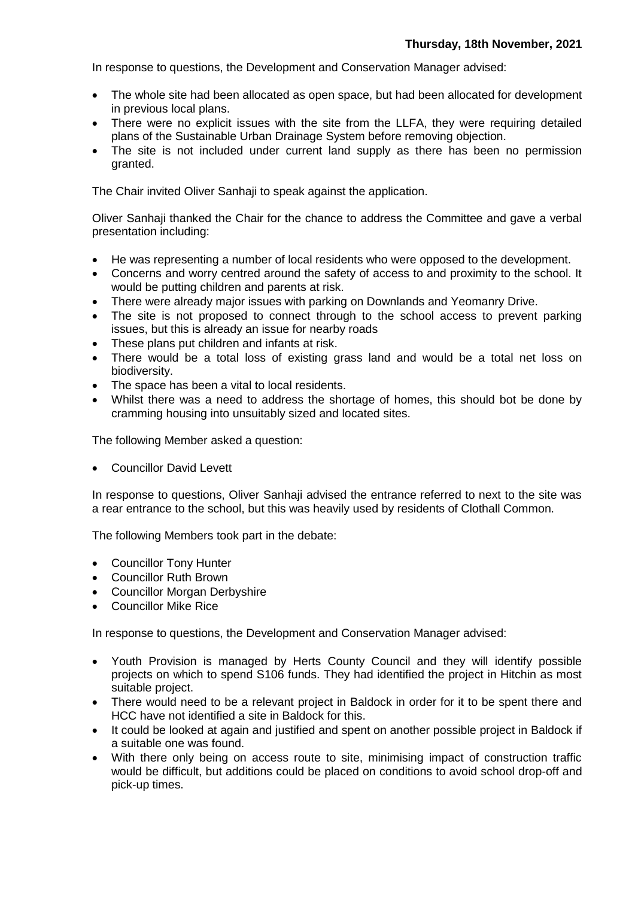In response to questions, the Development and Conservation Manager advised:

- The whole site had been allocated as open space, but had been allocated for development in previous local plans.
- There were no explicit issues with the site from the LLFA, they were requiring detailed plans of the Sustainable Urban Drainage System before removing objection.
- The site is not included under current land supply as there has been no permission granted.

The Chair invited Oliver Sanhaji to speak against the application.

Oliver Sanhaji thanked the Chair for the chance to address the Committee and gave a verbal presentation including:

- He was representing a number of local residents who were opposed to the development.
- Concerns and worry centred around the safety of access to and proximity to the school. It would be putting children and parents at risk.
- There were already major issues with parking on Downlands and Yeomanry Drive.
- The site is not proposed to connect through to the school access to prevent parking issues, but this is already an issue for nearby roads
- These plans put children and infants at risk.
- There would be a total loss of existing grass land and would be a total net loss on biodiversity.
- The space has been a vital to local residents.
- Whilst there was a need to address the shortage of homes, this should bot be done by cramming housing into unsuitably sized and located sites.

The following Member asked a question:

- Councillor David Levett

In response to questions, Oliver Sanhaji advised the entrance referred to next to the site was a rear entrance to the school, but this was heavily used by residents of Clothall Common.

The following Members took part in the debate:

- Councillor Tony Hunter
- Councillor Ruth Brown
- Councillor Morgan Derbyshire
- Councillor Mike Rice

In response to questions, the Development and Conservation Manager advised:

- Youth Provision is managed by Herts County Council and they will identify possible projects on which to spend S106 funds. They had identified the project in Hitchin as most suitable project.
- There would need to be a relevant project in Baldock in order for it to be spent there and HCC have not identified a site in Baldock for this.
- It could be looked at again and justified and spent on another possible project in Baldock if a suitable one was found.
- With there only being on access route to site, minimising impact of construction traffic would be difficult, but additions could be placed on conditions to avoid school drop-off and pick-up times.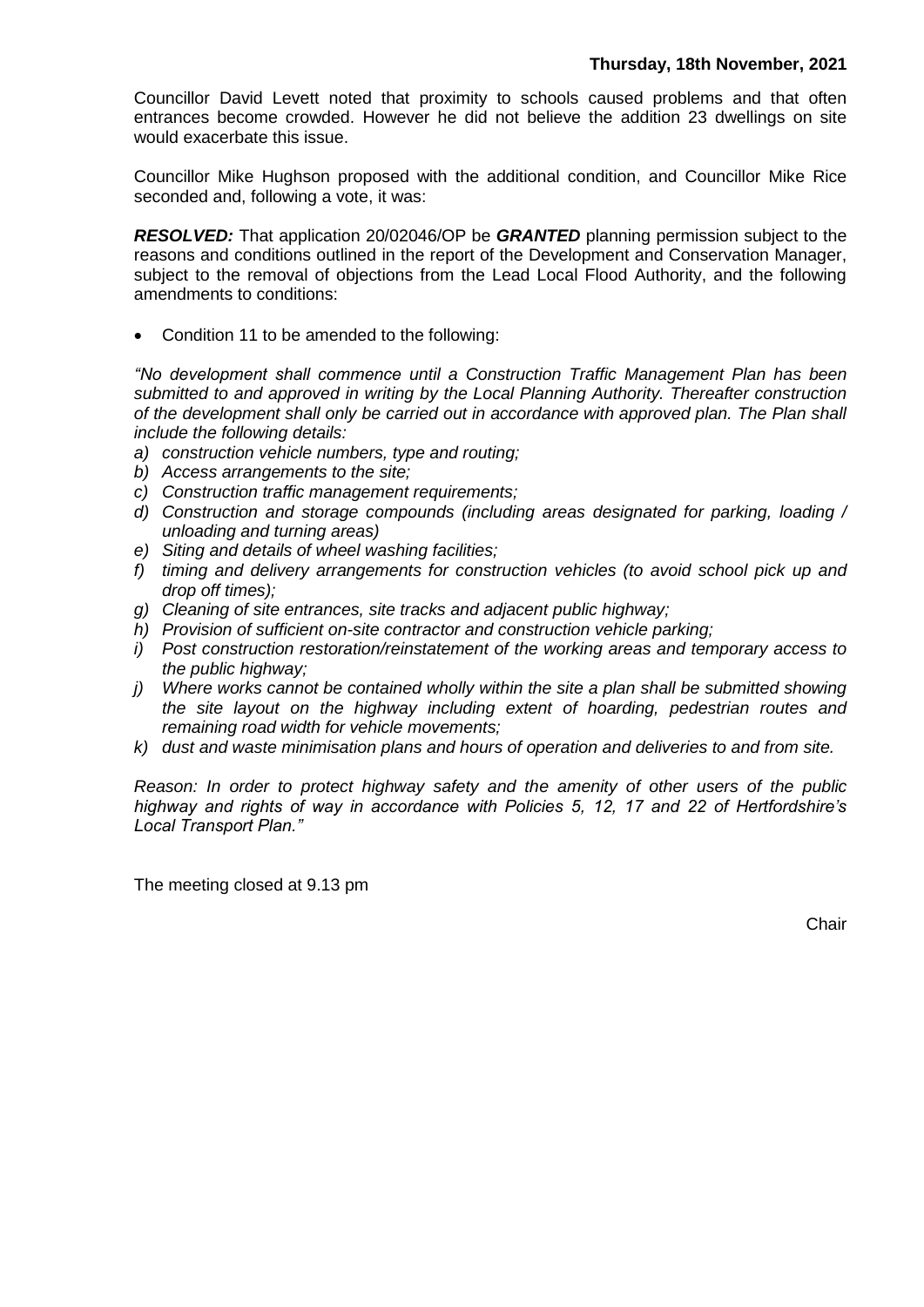Councillor David Levett noted that proximity to schools caused problems and that often entrances become crowded. However he did not believe the addition 23 dwellings on site would exacerbate this issue.

Councillor Mike Hughson proposed with the additional condition, and Councillor Mike Rice seconded and, following a vote, it was:

***RESOLVED:*** That application 20/02046/OP be ***GRANTED*** planning permission subject to the reasons and conditions outlined in the report of the Development and Conservation Manager, subject to the removal of objections from the Lead Local Flood Authority, and the following amendments to conditions:

- Condition 11 to be amended to the following:

*"No development shall commence until a Construction Traffic Management Plan has been submitted to and approved in writing by the Local Planning Authority. Thereafter construction of the development shall only be carried out in accordance with approved plan. The Plan shall include the following details:*

*a) construction vehicle numbers, type and routing;*
*b) Access arrangements to the site;*
*c) Construction traffic management requirements;*
*d) Construction and storage compounds (including areas designated for parking, loading / unloading and turning areas)*
*e) Siting and details of wheel washing facilities;*
*f) timing and delivery arrangements for construction vehicles (to avoid school pick up and drop off times);*
*g) Cleaning of site entrances, site tracks and adjacent public highway;*
*h) Provision of sufficient on-site contractor and construction vehicle parking;*
*i) Post construction restoration/reinstatement of the working areas and temporary access to the public highway;*
*j) Where works cannot be contained wholly within the site a plan shall be submitted showing the site layout on the highway including extent of hoarding, pedestrian routes and remaining road width for vehicle movements;*
*k) dust and waste minimisation plans and hours of operation and deliveries to and from site.*

*Reason: In order to protect highway safety and the amenity of other users of the public highway and rights of way in accordance with Policies 5, 12, 17 and 22 of Hertfordshire's Local Transport Plan."*

The meeting closed at 9.13 pm

Chair